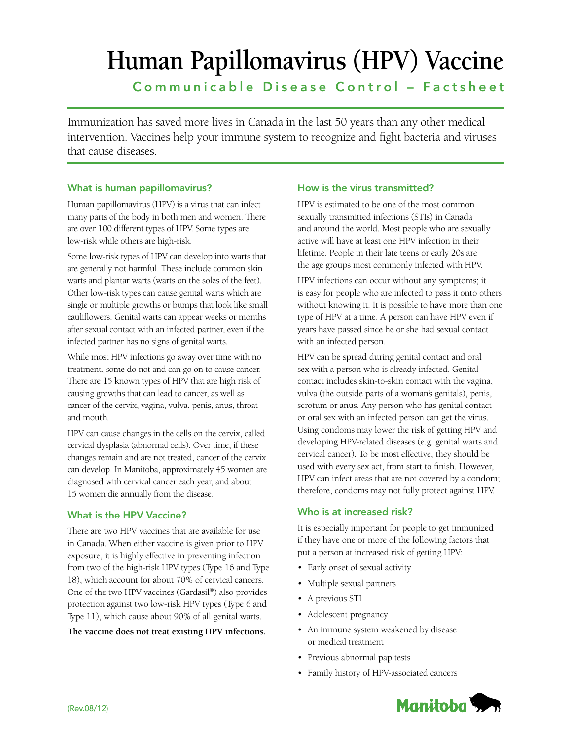# Human Papillomavirus (HPV) Vaccine

## Communicable Disease Control – Factsheet

Immunization has saved more lives in Canada in the last 50 years than any other medical intervention. Vaccines help your immune system to recognize and fight bacteria and viruses that cause diseases.

### What is human papillomavirus?

Human papillomavirus (HPV) is a virus that can infect many parts of the body in both men and women. There are over 100 different types of HPV. Some types are low-risk while others are high-risk.

Some low-risk types of HPV can develop into warts that are generally not harmful. These include common skin warts and plantar warts (warts on the soles of the feet). Other low-risk types can cause genital warts which are single or multiple growths or bumps that look like small cauliflowers. Genital warts can appear weeks or months after sexual contact with an infected partner, even if the infected partner has no signs of genital warts.

While most HPV infections go away over time with no treatment, some do not and can go on to cause cancer. There are 15 known types of HPV that are high risk of causing growths that can lead to cancer, as well as cancer of the cervix, vagina, vulva, penis, anus, throat and mouth.

HPV can cause changes in the cells on the cervix, called cervical dysplasia (abnormal cells). Over time, if these changes remain and are not treated, cancer of the cervix can develop. In Manitoba, approximately 45 women are diagnosed with cervical cancer each year, and about 15 women die annually from the disease.

### What is the HPV Vaccine?

There are two HPV vaccines that are available for use in Canada. When either vaccine is given prior to HPV exposure, it is highly effective in preventing infection from two of the high-risk HPV types (Type 16 and Type 18), which account for about 70% of cervical cancers. One of the two HPV vaccines (Gardasil®) also provides protection against two low-risk HPV types (Type 6 and Type 11), which cause about 90% of all genital warts.

**The vaccine does not treat existing HPV infections.**

### How is the virus transmitted?

HPV is estimated to be one of the most common sexually transmitted infections (STIs) in Canada and around the world. Most people who are sexually active will have at least one HPV infection in their lifetime. People in their late teens or early 20s are the age groups most commonly infected with HPV.

HPV infections can occur without any symptoms; it is easy for people who are infected to pass it onto others without knowing it. It is possible to have more than one type of HPV at a time. A person can have HPV even if years have passed since he or she had sexual contact with an infected person.

HPV can be spread during genital contact and oral sex with a person who is already infected. Genital contact includes skin-to-skin contact with the vagina, vulva (the outside parts of a woman's genitals), penis, scrotum or anus. Any person who has genital contact or oral sex with an infected person can get the virus. Using condoms may lower the risk of getting HPV and developing HPV-related diseases (e.g. genital warts and cervical cancer). To be most effective, they should be used with every sex act, from start to finish. However, HPV can infect areas that are not covered by a condom; therefore, condoms may not fully protect against HPV.

### Who is at increased risk?

It is especially important for people to get immunized if they have one or more of the following factors that put a person at increased risk of getting HPV:

- Early onset of sexual activity
- Multiple sexual partners
- A previous STI
- Adolescent pregnancy
- An immune system weakened by disease or medical treatment
- Previous abnormal pap tests
- Family history of HPV-associated cancers

(Rev.08/12)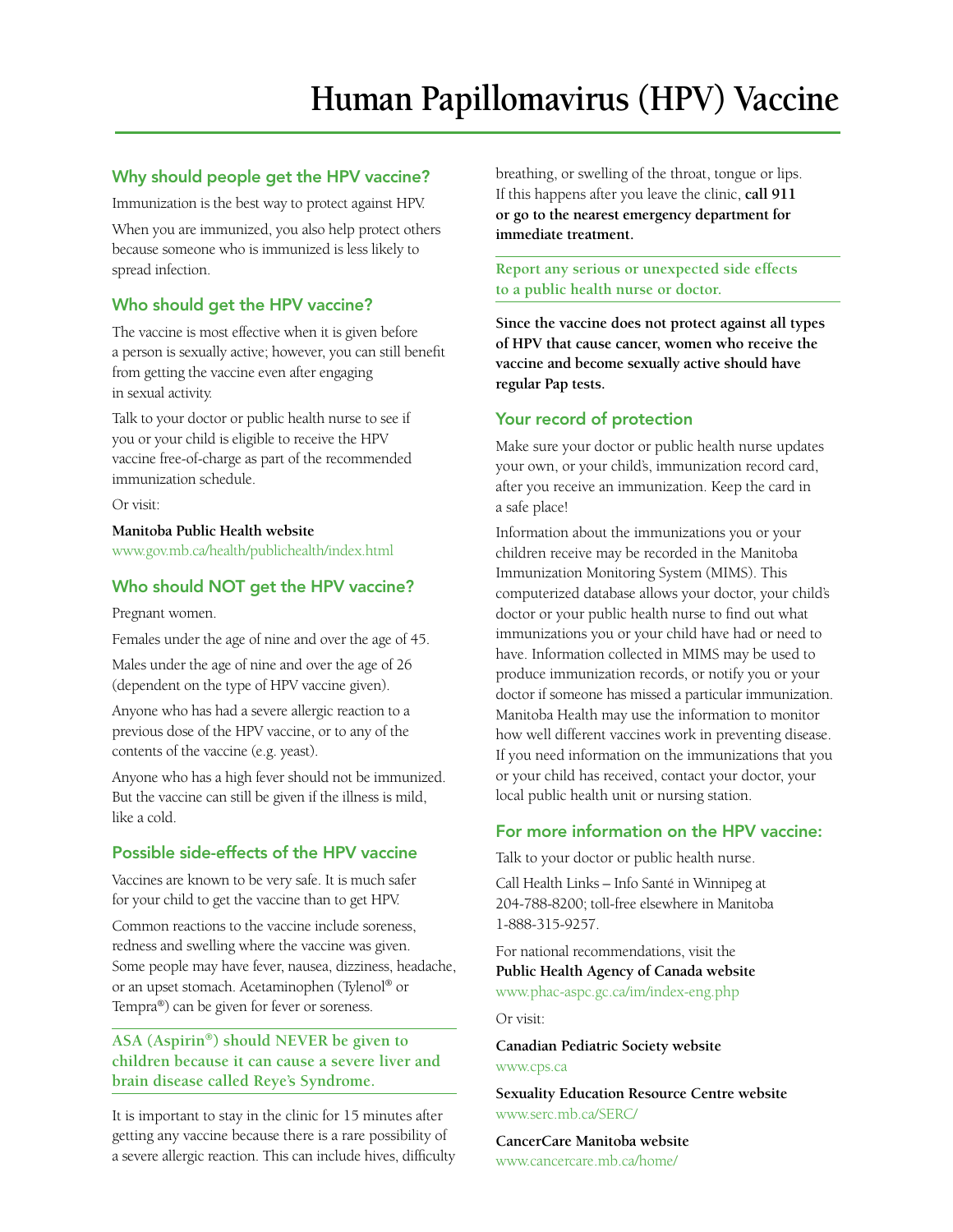# Human Papillomavirus (HPV) Vaccine

## Why should people get the HPV vaccine?

Immunization is the best way to protect against HPV.

When you are immunized, you also help protect others because someone who is immunized is less likely to spread infection.

## Who should get the HPV vaccine?

The vaccine is most effective when it is given before a person is sexually active; however, you can still benefit from getting the vaccine even after engaging in sexual activity.

Talk to your doctor or public health nurse to see if you or your child is eligible to receive the HPV vaccine free-of-charge as part of the recommended immunization schedule.

Or visit:

**Manitoba Public Health website**
www.gov.mb.ca/health/publichealth/index.html

## Who should NOT get the HPV vaccine?

Pregnant women.

Females under the age of nine and over the age of 45.

Males under the age of nine and over the age of 26 (dependent on the type of HPV vaccine given).

Anyone who has had a severe allergic reaction to a previous dose of the HPV vaccine, or to any of the contents of the vaccine (e.g. yeast).

Anyone who has a high fever should not be immunized. But the vaccine can still be given if the illness is mild, like a cold.

## Possible side-effects of the HPV vaccine

Vaccines are known to be very safe. It is much safer for your child to get the vaccine than to get HPV.

Common reactions to the vaccine include soreness, redness and swelling where the vaccine was given. Some people may have fever, nausea, dizziness, headache, or an upset stomach. Acetaminophen (Tylenol® or Tempra®) can be given for fever or soreness.

**ASA (Aspirin®) should NEVER be given to children because it can cause a severe liver and brain disease called Reye's Syndrome.**

It is important to stay in the clinic for 15 minutes after getting any vaccine because there is a rare possibility of a severe allergic reaction. This can include hives, difficulty breathing, or swelling of the throat, tongue or lips. If this happens after you leave the clinic, **call 911 or go to the nearest emergency department for immediate treatment.**

**Report any serious or unexpected side effects to a public health nurse or doctor.**

**Since the vaccine does not protect against all types of HPV that cause cancer, women who receive the vaccine and become sexually active should have regular Pap tests.**

## Your record of protection

Make sure your doctor or public health nurse updates your own, or your child's, immunization record card, after you receive an immunization. Keep the card in a safe place!

Information about the immunizations you or your children receive may be recorded in the Manitoba Immunization Monitoring System (MIMS). This computerized database allows your doctor, your child's doctor or your public health nurse to find out what immunizations you or your child have had or need to have. Information collected in MIMS may be used to produce immunization records, or notify you or your doctor if someone has missed a particular immunization. Manitoba Health may use the information to monitor how well different vaccines work in preventing disease. If you need information on the immunizations that you or your child has received, contact your doctor, your local public health unit or nursing station.

## For more information on the HPV vaccine:

Talk to your doctor or public health nurse.

Call Health Links – Info Santé in Winnipeg at 204-788-8200; toll-free elsewhere in Manitoba 1-888-315-9257.

For national recommendations, visit the **Public Health Agency of Canada website**
www.phac-aspc.gc.ca/im/index-eng.php

Or visit:

**Canadian Pediatric Society website**
www.cps.ca

**Sexuality Education Resource Centre website**
www.serc.mb.ca/SERC/

**CancerCare Manitoba website**
www.cancercare.mb.ca/home/